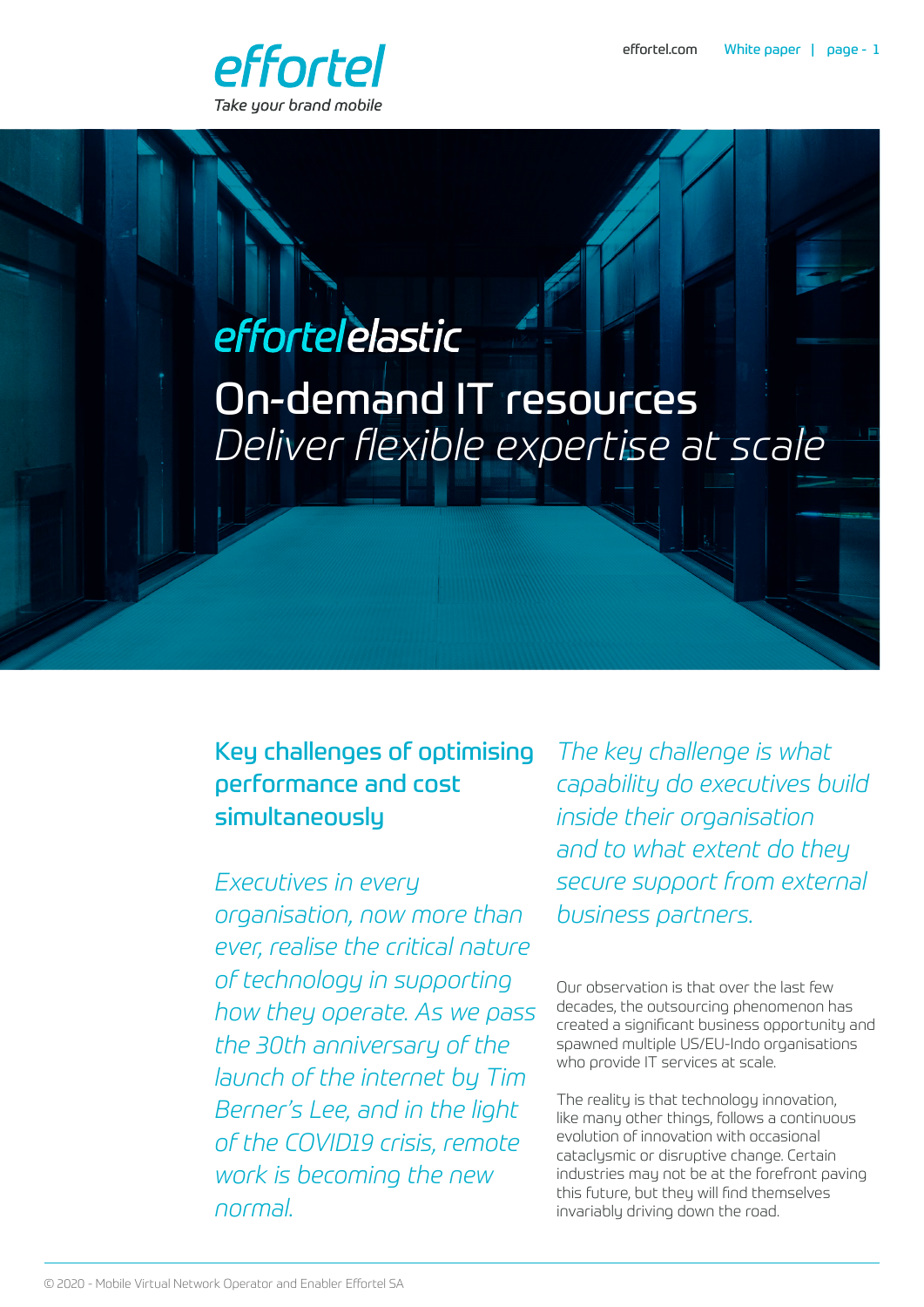effortel

*Take your brand mobile*

*effortel*elastic

# On-demand IT resources

*Deliver flexible expertise at scale*

## Key challenges of optimising performance and cost simultaneously

*Executives in every organisation, now more than ever, realise the critical nature of technology in supporting how they operate. As we pass the 30th anniversary of the launch of the internet by Tim Berner's Lee, and in the light of the COVID19 crisis, remote work is becoming the new normal.*

*The key challenge is what capability do executives build inside their organisation and to what extent do they secure support from external business partners.*

Our observation is that over the last few decades, the outsourcing phenomenon has created a significant business opportunity and spawned multiple US/EU-Indo organisations who provide IT services at scale.

The reality is that technology innovation, like many other things, follows a continuous evolution of innovation with occasional cataclysmic or disruptive change. Certain industries may not be at the forefront paving this future, but they will find themselves invariably driving down the road.

© 2020 - Mobile Virtual Network Operator and Enabler Effortel SA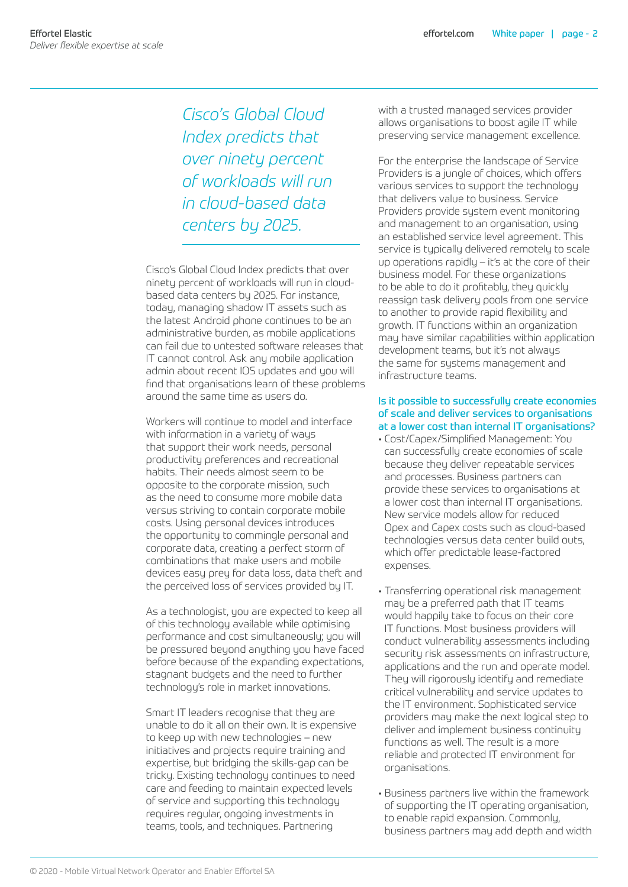*Cisco's Global Cloud Index predicts that over ninety percent of workloads will run in cloud-based data centers by 2025.*

Cisco's Global Cloud Index predicts that over ninety percent of workloads will run in cloud-based data centers by 2025. For instance, today, managing shadow IT assets such as the latest Android phone continues to be an administrative burden, as mobile applications can fail due to untested software releases that IT cannot control. Ask any mobile application admin about recent IOS updates and you will find that organisations learn of these problems around the same time as users do.

Workers will continue to model and interface with information in a variety of ways that support their work needs, personal productivity preferences and recreational habits. Their needs almost seem to be opposite to the corporate mission, such as the need to consume more mobile data versus striving to contain corporate mobile costs. Using personal devices introduces the opportunity to commingle personal and corporate data, creating a perfect storm of combinations that make users and mobile devices easy prey for data loss, data theft and the perceived loss of services provided by IT.

As a technologist, you are expected to keep all of this technology available while optimising performance and cost simultaneously; you will be pressured beyond anything you have faced before because of the expanding expectations, stagnant budgets and the need to further technology's role in market innovations.

Smart IT leaders recognise that they are unable to do it all on their own. It is expensive to keep up with new technologies – new initiatives and projects require training and expertise, but bridging the skills-gap can be tricky. Existing technology continues to need care and feeding to maintain expected levels of service and supporting this technology requires regular, ongoing investments in teams, tools, and techniques. Partnering with a trusted managed services provider allows organisations to boost agile IT while preserving service management excellence.

For the enterprise the landscape of Service Providers is a jungle of choices, which offers various services to support the technology that delivers value to business. Service Providers provide system event monitoring and management to an organisation, using an established service level agreement. This service is typically delivered remotely to scale up operations rapidly – it's at the core of their business model. For these organizations to be able to do it profitably, they quickly reassign task delivery pools from one service to another to provide rapid flexibility and growth. IT functions within an organization may have similar capabilities within application development teams, but it's not always the same for systems management and infrastructure teams.

### Is it possible to successfully create economies of scale and deliver services to organisations at a lower cost than internal IT organisations?

- Cost/Capex/Simplified Management: You can successfully create economies of scale because they deliver repeatable services and processes. Business partners can provide these services to organisations at a lower cost than internal IT organisations. New service models allow for reduced Opex and Capex costs such as cloud-based technologies versus data center build outs, which offer predictable lease-factored expenses.

- Transferring operational risk management may be a preferred path that IT teams would happily take to focus on their core IT functions. Most business providers will conduct vulnerability assessments including security risk assessments on infrastructure, applications and the run and operate model. They will rigorously identify and remediate critical vulnerability and service updates to the IT environment. Sophisticated service providers may make the next logical step to deliver and implement business continuity functions as well. The result is a more reliable and protected IT environment for organisations.

- Business partners live within the framework of supporting the IT operating organisation, to enable rapid expansion. Commonly, business partners may add depth and width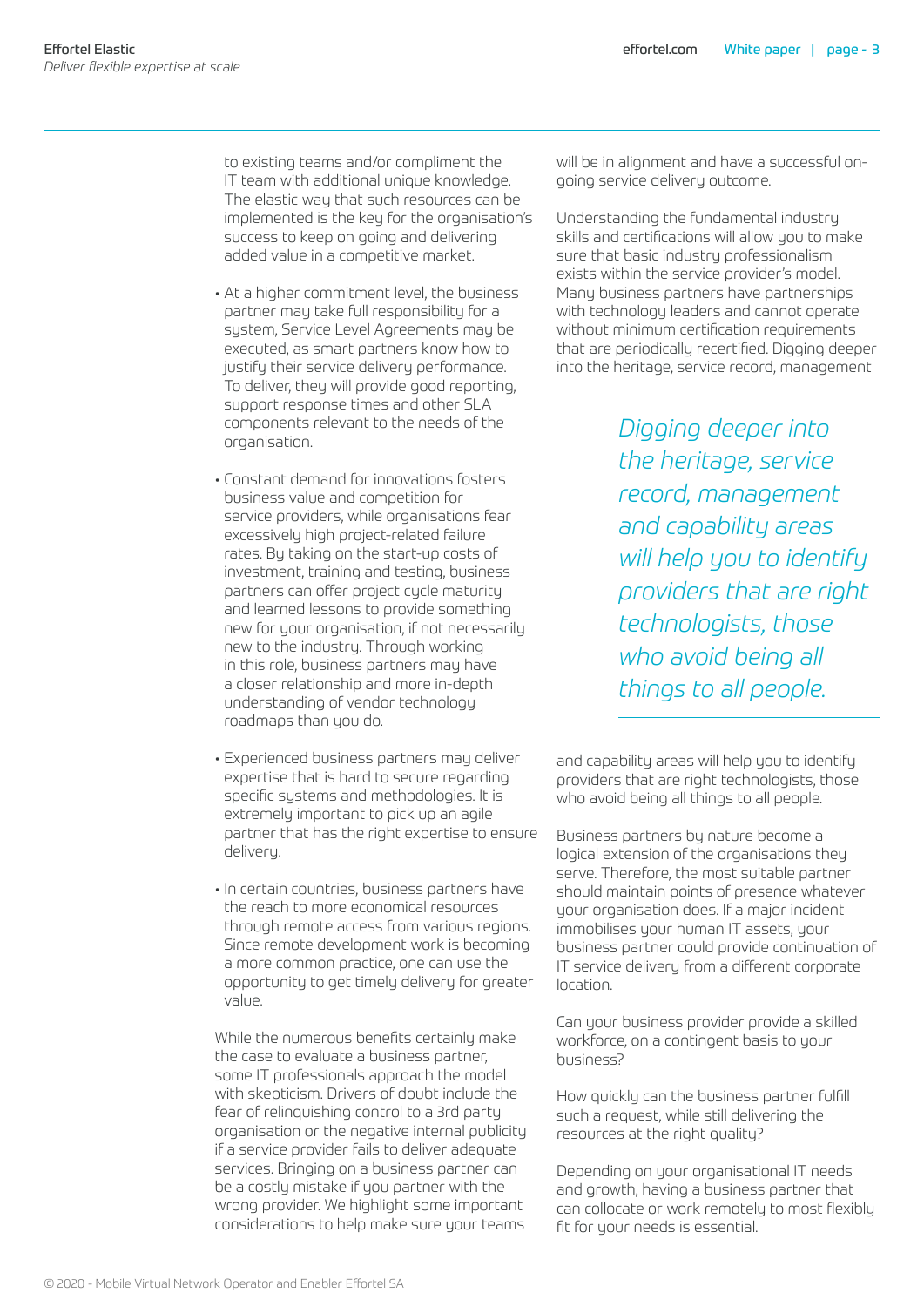to existing teams and/or compliment the IT team with additional unique knowledge. The elastic way that such resources can be implemented is the key for the organisation's success to keep on going and delivering added value in a competitive market.

- At a higher commitment level, the business partner may take full responsibility for a system, Service Level Agreements may be executed, as smart partners know how to justify their service delivery performance. To deliver, they will provide good reporting, support response times and other SLA components relevant to the needs of the organisation.

- Constant demand for innovations fosters business value and competition for service providers, while organisations fear excessively high project-related failure rates. By taking on the start-up costs of investment, training and testing, business partners can offer project cycle maturity and learned lessons to provide something new for your organisation, if not necessarily new to the industry. Through working in this role, business partners may have a closer relationship and more in-depth understanding of vendor technology roadmaps than you do.

- Experienced business partners may deliver expertise that is hard to secure regarding specific systems and methodologies. It is extremely important to pick up an agile partner that has the right expertise to ensure delivery.

- In certain countries, business partners have the reach to more economical resources through remote access from various regions. Since remote development work is becoming a more common practice, one can use the opportunity to get timely delivery for greater value.

While the numerous benefits certainly make the case to evaluate a business partner, some IT professionals approach the model with skepticism. Drivers of doubt include the fear of relinquishing control to a 3rd party organisation or the negative internal publicity if a service provider fails to deliver adequate services. Bringing on a business partner can be a costly mistake if you partner with the wrong provider. We highlight some important considerations to help make sure your teams will be in alignment and have a successful on-going service delivery outcome.

Understanding the fundamental industry skills and certifications will allow you to make sure that basic industry professionalism exists within the service provider's model. Many business partners have partnerships with technology leaders and cannot operate without minimum certification requirements that are periodically recertified. Digging deeper into the heritage, service record, management and capability areas will help you to identify providers that are right technologists, those who avoid being all things to all people.

> *Digging deeper into the heritage, service record, management and capability areas will help you to identify providers that are right technologists, those who avoid being all things to all people.*

Business partners by nature become a logical extension of the organisations they serve. Therefore, the most suitable partner should maintain points of presence whatever your organisation does. If a major incident immobilises your human IT assets, your business partner could provide continuation of IT service delivery from a different corporate location.

Can your business provider provide a skilled workforce, on a contingent basis to your business?

How quickly can the business partner fulfill such a request, while still delivering the resources at the right quality?

Depending on your organisational IT needs and growth, having a business partner that can collocate or work remotely to most flexibly fit for your needs is essential.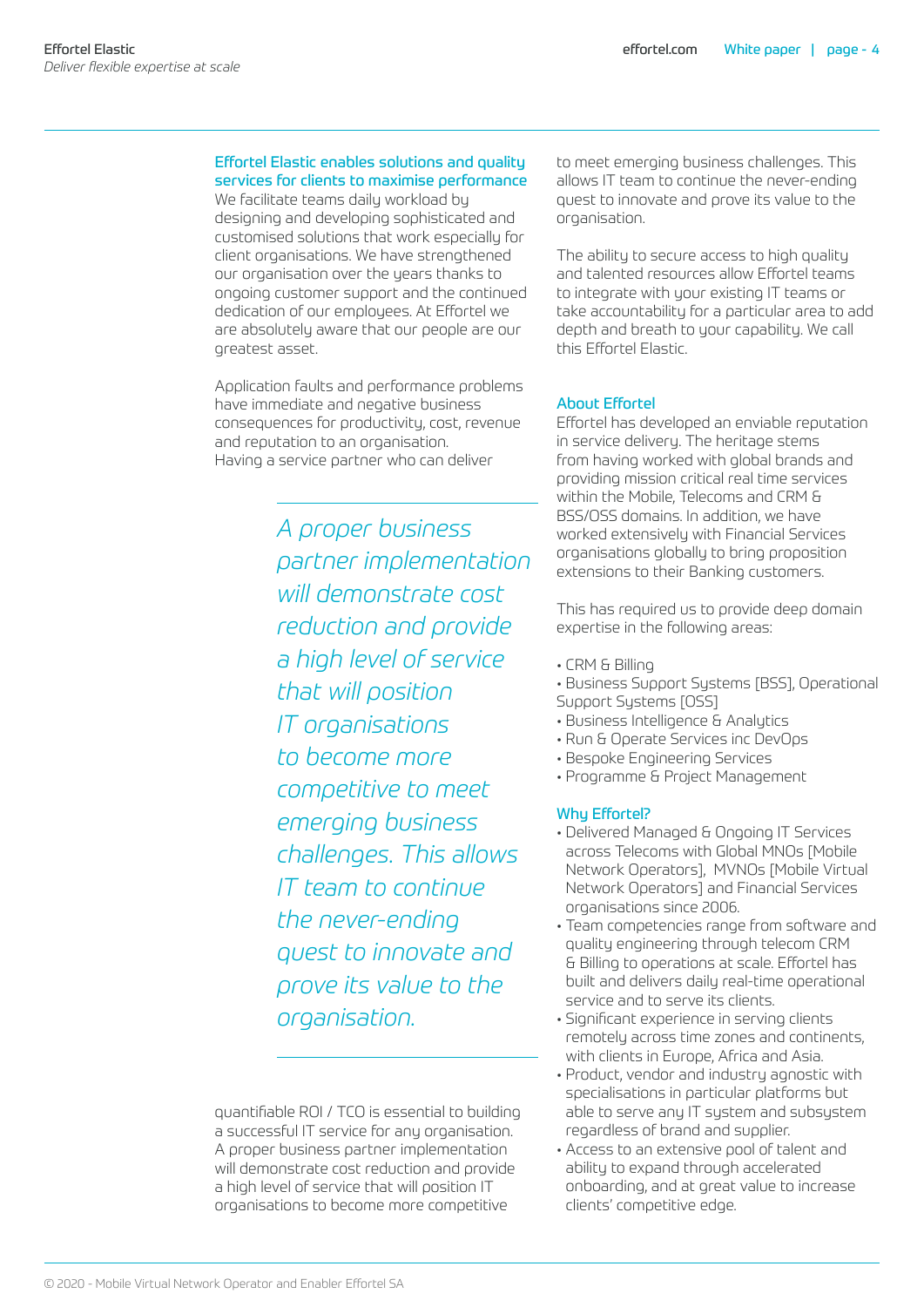### Effortel Elastic enables solutions and quality services for clients to maximise performance

We facilitate teams daily workload by designing and developing sophisticated and customised solutions that work especially for client organisations. We have strengthened our organisation over the years thanks to ongoing customer support and the continued dedication of our employees. At Effortel we are absolutely aware that our people are our greatest asset.

Application faults and performance problems have immediate and negative business consequences for productivity, cost, revenue and reputation to an organisation. Having a service partner who can deliver quantifiable ROI / TCO is essential to building a successful IT service for any organisation. A proper business partner implementation will demonstrate cost reduction and provide a high level of service that will position IT organisations to become more competitive to meet emerging business challenges. This allows IT team to continue the never-ending quest to innovate and prove its value to the organisation.

> *A proper business partner implementation will demonstrate cost reduction and provide a high level of service that will position IT organisations to become more competitive to meet emerging business challenges. This allows IT team to continue the never-ending quest to innovate and prove its value to the organisation.*

The ability to secure access to high quality and talented resources allow Effortel teams to integrate with your existing IT teams or take accountability for a particular area to add depth and breath to your capability. We call this Effortel Elastic.

### About Effortel

Effortel has developed an enviable reputation in service delivery. The heritage stems from having worked with global brands and providing mission critical real time services within the Mobile, Telecoms and CRM & BSS/OSS domains. In addition, we have worked extensively with Financial Services organisations globally to bring proposition extensions to their Banking customers.

This has required us to provide deep domain expertise in the following areas:

- CRM & Billing
- Business Support Systems [BSS], Operational Support Systems [OSS]
- Business Intelligence & Analytics
- Run & Operate Services inc DevOps
- Bespoke Engineering Services
- Programme & Project Management

### Why Effortel?

- Delivered Managed & Ongoing IT Services across Telecoms with Global MNOs [Mobile Network Operators], MVNOs [Mobile Virtual Network Operators] and Financial Services organisations since 2006.
- Team competencies range from software and quality engineering through telecom CRM & Billing to operations at scale. Effortel has built and delivers daily real-time operational service and to serve its clients.
- Significant experience in serving clients remotely across time zones and continents, with clients in Europe, Africa and Asia.
- Product, vendor and industry agnostic with specialisations in particular platforms but able to serve any IT system and subsystem regardless of brand and supplier.
- Access to an extensive pool of talent and ability to expand through accelerated onboarding, and at great value to increase clients' competitive edge.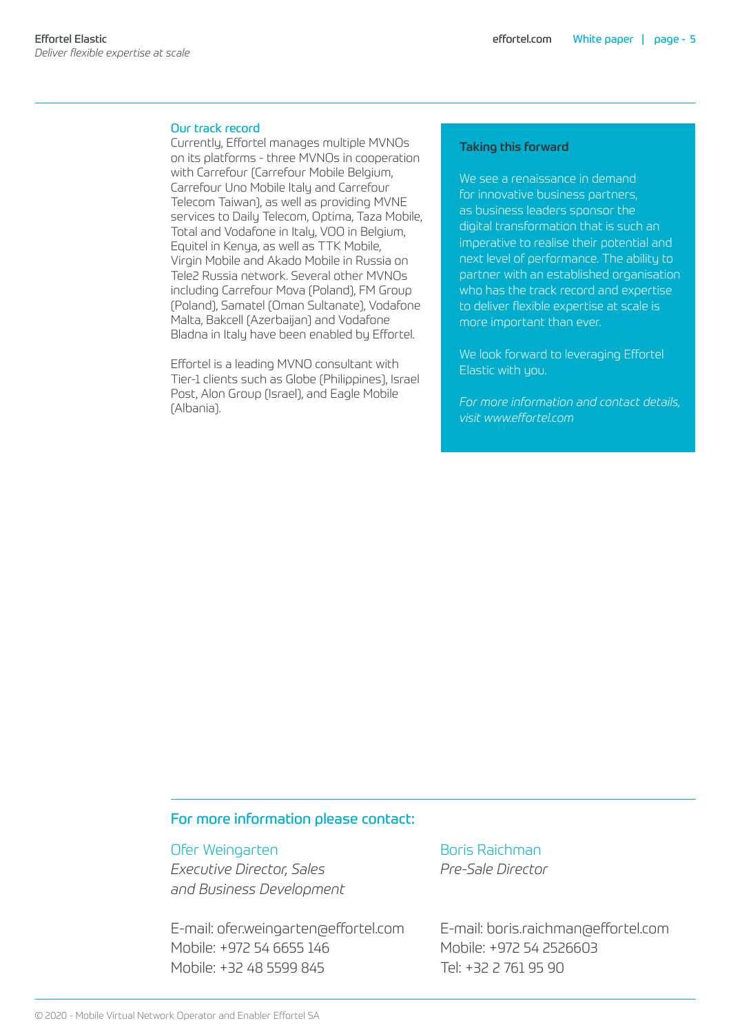## Our track record

Currently, Effortel manages multiple MVNOs on its platforms - three MVNOs in cooperation with Carrefour (Carrefour Mobile Belgium, Carrefour Uno Mobile Italy and Carrefour Telecom Taiwan), as well as providing MVNE services to Daily Telecom, Optima, Taza Mobile, Total and Vodafone in Italy, VOO in Belgium, Equitel in Kenya, as well as TTK Mobile, Virgin Mobile and Akado Mobile in Russia on Tele2 Russia network. Several other MVNOs including Carrefour Mova (Poland), FM Group (Poland), Samatel (Oman Sultanate), Vodafone Malta, Bakcell (Azerbaijan) and Vodafone Bladna in Italy have been enabled by Effortel.

Effortel is a leading MVNO consultant with Tier-1 clients such as Globe (Philippines), Israel Post, Alon Group (Israel), and Eagle Mobile (Albania).

**Taking this forward**

We see a renaissance in demand for innovative business partners, as business leaders sponsor the digital transformation that is such an imperative to realise their potential and next level of performance. The ability to partner with an established organisation who has the track record and expertise to deliver flexible expertise at scale is more important than ever.

We look forward to leveraging Effortel Elastic with you.

*For more information and contact details, visit www.effortel.com*

## For more information please contact:

Ofer Weingarten
*Executive Director, Sales and Business Development*

E-mail: ofer.weingarten@effortel.com
Mobile: +972 54 6655 146
Mobile: +32 48 5599 845

Boris Raichman
*Pre-Sale Director*

E-mail: boris.raichman@effortel.com
Mobile: +972 54 2526603
Tel: +32 2 761 95 90

© 2020 - Mobile Virtual Network Operator and Enabler Effortel SA